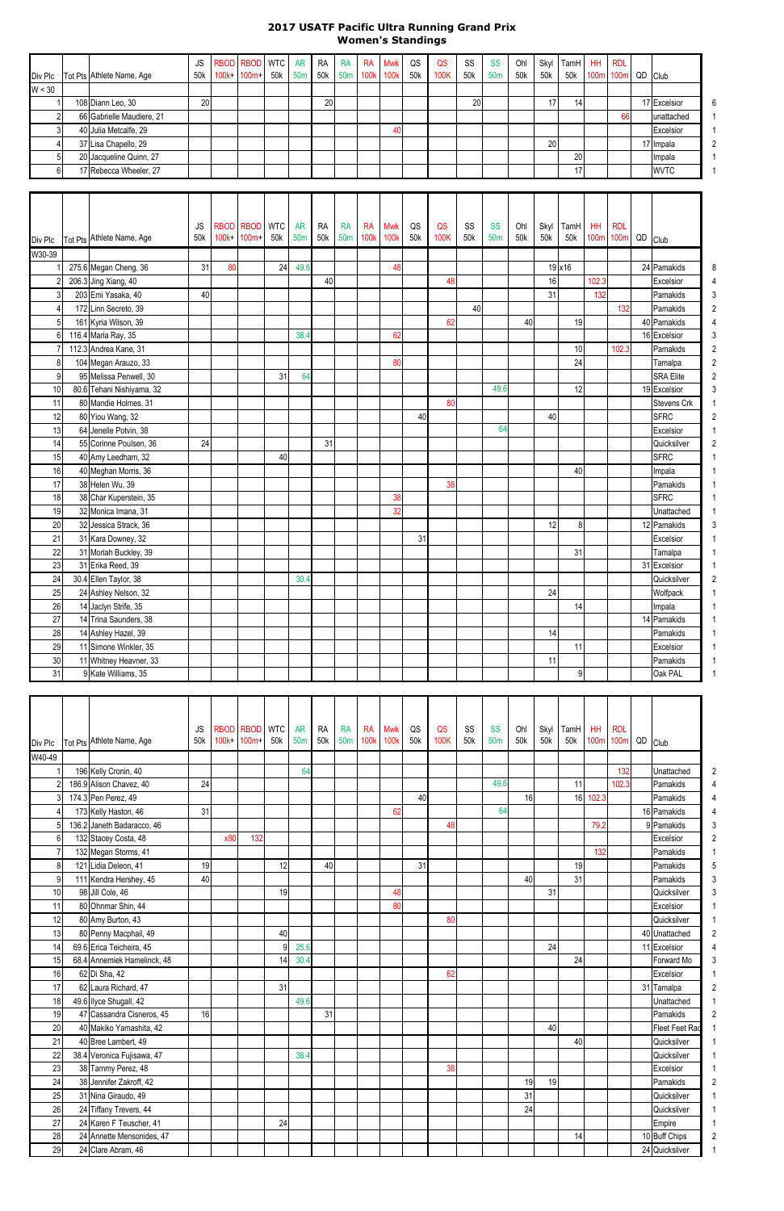# 2017 USATF Pacific Ultra Running Grand Prix
## Women's Standings

| Div Plc | Tot Pts | Athlete Name, Age | JS 50k | RBOD 100k+ | RBOD 100m+ | WTC 50k | AR 50m | RA 50k | RA 50m | RA 100k | Mwk 100k | QS 50k | QS 100K | SS 50k | SS 50m | Ohl 50k | Skyl 50k | TamH 50k | HH 100m | RDL 100m | QD | Club | |
|---|---|---|---|---|---|---|---|---|---|---|---|---|---|---|---|---|---|---|---|---|---|---|---|
| W < 30 | | | | | | | | | | | | | | | | | | | | | | | |
| 1 | 108 | Diann Leo, 30 | 20 | | | | | 20 | | | | | | 20 | | | 17 | 14 | | | 17 | Excelsior | 6 |
| 2 | 66 | Gabrielle Maudiere, 21 | | | | | | | | | | | | | | | | | | 66 | | unattached | 1 |
| 3 | 40 | Julia Metcalfe, 29 | | | | | | | | | 40 | | | | | | | | | | | Excelsior | 1 |
| 4 | 37 | Lisa Chapello, 29 | | | | | | | | | | | | | | | 20 | | | | 17 | Impala | 2 |
| 5 | 20 | Jacqueline Quinn, 27 | | | | | | | | | | | | | | | | 20 | | | | Impala | 1 |
| 6 | 17 | Rebecca Wheeler, 27 | | | | | | | | | | | | | | | | 17 | | | | WVTC | 1 |

| Div Plc | Tot Pts | Athlete Name, Age | JS 50k | RBOD 100k+ | RBOD 100m+ | WTC 50k | AR 50m | RA 50k | RA 50m | RA 100k | Mwk 100k | QS 50k | QS 100K | SS 50k | SS 50m | Ohl 50k | Skyl 50k | TamH 50k | HH 100m | RDL 100m | QD | Club | |
|---|---|---|---|---|---|---|---|---|---|---|---|---|---|---|---|---|---|---|---|---|---|---|---|
| W30-39 | | | | | | | | | | | | | | | | | | | | | | | |
| 1 | 275.6 | Megan Cheng, 36 | 31 | 80 | | 24 | 49.6 | | | | 48 | | | | | | 19 | x16 | | | 24 | Pamakids | 8 |
| 2 | 206.3 | Jing Xiang, 40 | | | | | | 40 | | | | | 48 | | | | 16 | | 102.3 | | | Excelsior | 4 |
| 3 | 203 | Emi Yasaka, 40 | 40 | | | | | | | | | | | | | | 31 | | 132 | | | Pamakids | 3 |
| 4 | 172 | Linn Secreto, 39 | | | | | | | | | | | | 40 | | | | | | 132 | | Pamakids | 2 |
| 5 | 161 | Kyria Wilson, 39 | | | | | | | | | | | 62 | | | 40 | | 19 | | | 40 | Pamakids | 4 |
| 6 | 116.4 | Maria Ray, 35 | | | | | 38.4 | | | | 62 | | | | | | | | | | 16 | Excelsior | 3 |
| 7 | 112.3 | Andrea Kane, 31 | | | | | | | | | | | | | | | | 10 | | 102.3 | | Pamakids | 2 |
| 8 | 104 | Megan Arauzo, 33 | | | | | | | | | 80 | | | | | | | 24 | | | | Tamalpa | 2 |
| 9 | 95 | Melissa Penwell, 30 | | | | 31 | 64 | | | | | | | | | | | | | | | SRA Elite | 2 |
| 10 | 80.6 | Tehani Nishiyama, 32 | | | | | | | | | | | | | 49.6 | | | 12 | | | 19 | Excelsior | 3 |
| 11 | 80 | Mandie Holmes, 31 | | | | | | | | | | | 80 | | | | | | | | | Stevens Crk | 1 |
| 12 | 80 | Yiou Wang, 32 | | | | | | | | | | 40 | | | | | 40 | | | | | SFRC | 2 |
| 13 | 64 | Jenelle Potvin, 38 | | | | | | | | | | | | | 64 | | | | | | | Excelsior | 1 |
| 14 | 55 | Corinne Poulsen, 36 | 24 | | | | | 31 | | | | | | | | | | | | | | Quicksilver | 2 |
| 15 | 40 | Amy Leedham, 32 | | | | 40 | | | | | | | | | | | | | | | | SFRC | 1 |
| 16 | 40 | Meghan Morris, 36 | | | | | | | | | | | | | | | | 40 | | | | Impala | 1 |
| 17 | 38 | Helen Wu, 39 | | | | | | | | | | | 38 | | | | | | | | | Pamakids | 1 |
| 18 | 38 | Char Kuperstein, 35 | | | | | | | | | 38 | | | | | | | | | | | SFRC | 1 |
| 19 | 32 | Monica Imana, 31 | | | | | | | | | 32 | | | | | | | | | | | Unattached | 1 |
| 20 | 32 | Jessica Strack, 36 | | | | | | | | | | | | | | | 12 | 8 | | | 12 | Pamakids | 3 |
| 21 | 31 | Kara Downey, 32 | | | | | | | | | | 31 | | | | | | | | | | Excelsior | 1 |
| 22 | 31 | Moriah Buckley, 39 | | | | | | | | | | | | | | | | 31 | | | | Tamalpa | 1 |
| 23 | 31 | Erika Reed, 39 | | | | | | | | | | | | | | | | | | | 31 | Excelsior | 1 |
| 24 | 30.4 | Ellen Taylor, 38 | | | | | 30.4 | | | | | | | | | | | | | | | Quicksilver | 2 |
| 25 | 24 | Ashley Nelson, 32 | | | | | | | | | | | | | | | 24 | | | | | Wolfpack | 1 |
| 26 | 14 | Jaclyn Strife, 35 | | | | | | | | | | | | | | | | 14 | | | | Impala | 1 |
| 27 | 14 | Trina Saunders, 38 | | | | | | | | | | | | | | | | | | | 14 | Pamakids | 1 |
| 28 | 14 | Ashley Hazel, 39 | | | | | | | | | | | | | | | 14 | | | | | Pamakids | 1 |
| 29 | 11 | Simone Winkler, 35 | | | | | | | | | | | | | | | | 11 | | | | Excelsior | 1 |
| 30 | 11 | Whitney Heavner, 33 | | | | | | | | | | | | | | | 11 | | | | | Pamakids | 1 |
| 31 | 9 | Kate Williams, 35 | | | | | | | | | | | | | | | | 9 | | | | Oak PAL | 1 |

| Div Plc | Tot Pts | Athlete Name, Age | JS 50k | RBOD 100k+ | RBOD 100m+ | WTC 50k | AR 50m | RA 50k | RA 50m | RA 100k | Mwk 100k | QS 50k | QS 100K | SS 50k | SS 50m | Ohl 50k | Skyl 50k | TamH 50k | HH 100m | RDL 100m | QD | Club | |
|---|---|---|---|---|---|---|---|---|---|---|---|---|---|---|---|---|---|---|---|---|---|---|---|
| W40-49 | | | | | | | | | | | | | | | | | | | | | | | |
| 1 | 196 | Kelly Cronin, 40 | | | | | 64 | | | | | | | | | | | | | 132 | | Unattached | 2 |
| 2 | 186.9 | Alison Chavez, 40 | 24 | | | | | | | | | | | | 49.6 | | | 11 | | 102.3 | | Pamakids | 4 |
| 3 | 174.3 | Pen Perez, 49 | | | | | | | | | | 40 | | | | 16 | | 16 | 102.3 | | | Pamakids | 4 |
| 4 | 173 | Kelly Haston, 46 | 31 | | | | | | | | 62 | | | | 64 | | | | | | 16 | Pamakids | 4 |
| 5 | 136.2 | Janeth Badaracco, 46 | | | | | | | | | | | 48 | | | | | | 79.2 | | 9 | Pamakids | 3 |
| 6 | 132 | Stacey Costa, 48 | | x80 | 132 | | | | | | | | | | | | | | | | | Excelsior | 2 |
| 7 | 132 | Megan Storms, 41 | | | | | | | | | | | | | | | | | 132 | | | Pamakids | 1 |
| 8 | 121 | Lidia Deleon, 41 | 19 | | | 12 | | 40 | | | | 31 | | | | | | 19 | | | | Pamakids | 5 |
| 9 | 111 | Kendra Hershey, 45 | 40 | | | | | | | | | | | | | 40 | | 31 | | | | Pamakids | 3 |
| 10 | 98 | Jill Cole, 46 | | | | 19 | | | | | 48 | | | | | | 31 | | | | | Quicksilver | 3 |
| 11 | 80 | Ohnmar Shin, 44 | | | | | | | | | 80 | | | | | | | | | | | Excelsior | 1 |
| 12 | 80 | Amy Burton, 43 | | | | | | | | | | | 80 | | | | | | | | | Quicksilver | 1 |
| 13 | 80 | Penny Macphail, 49 | | | | 40 | | | | | | | | | | | | | | | 40 | Unattached | 2 |
| 14 | 69.6 | Erica Teicheira, 45 | | | | 9 | 25.6 | | | | | | | | | | 24 | | | | 11 | Excelsior | 4 |
| 15 | 68.4 | Annemiek Hamelinck, 48 | | | | 14 | 30.4 | | | | | | | | | | | 24 | | | | Forward Mo | 3 |
| 16 | 62 | Di Sha, 42 | | | | | | | | | | | 62 | | | | | | | | | Excelsior | 1 |
| 17 | 62 | Laura Richard, 47 | | | | 31 | | | | | | | | | | | | | | | 31 | Tamalpa | 2 |
| 18 | 49.6 | Ilyce Shugall, 42 | | | | | 49.6 | | | | | | | | | | | | | | | Unattached | 1 |
| 19 | 47 | Cassandra Cisneros, 45 | 16 | | | | | 31 | | | | | | | | | | | | | | Pamakids | 2 |
| 20 | 40 | Makiko Yamashita, 42 | | | | | | | | | | | | | | | 40 | | | | | Fleet Feet Rac | 1 |
| 21 | 40 | Bree Lambert, 49 | | | | | | | | | | | | | | | | 40 | | | | Quicksilver | 1 |
| 22 | 38.4 | Veronica Fujisawa, 47 | | | | | 38.4 | | | | | | | | | | | | | | | Quicksilver | 1 |
| 23 | 38 | Tammy Perez, 48 | | | | | | | | | | | 38 | | | | | | | | | Excelsior | 1 |
| 24 | 38 | Jennifer Zakroff, 42 | | | | | | | | | | | | | | 19 | 19 | | | | | Pamakids | 2 |
| 25 | 31 | Nina Giraudo, 49 | | | | | | | | | | | | | | 31 | | | | | | Quicksilver | 1 |
| 26 | 24 | Tiffany Trevers, 44 | | | | | | | | | | | | | | 24 | | | | | | Quicksilver | 1 |
| 27 | 24 | Karen F Teuscher, 41 | | | | 24 | | | | | | | | | | | | | | | | Empire | 1 |
| 28 | 24 | Annette Mensonides, 47 | | | | | | | | | | | | | | | | 14 | | | 10 | Buff Chips | 2 |
| 29 | 24 | Clare Abram, 46 | | | | | | | | | | | | | | | | | | | 24 | Quicksilver | 1 |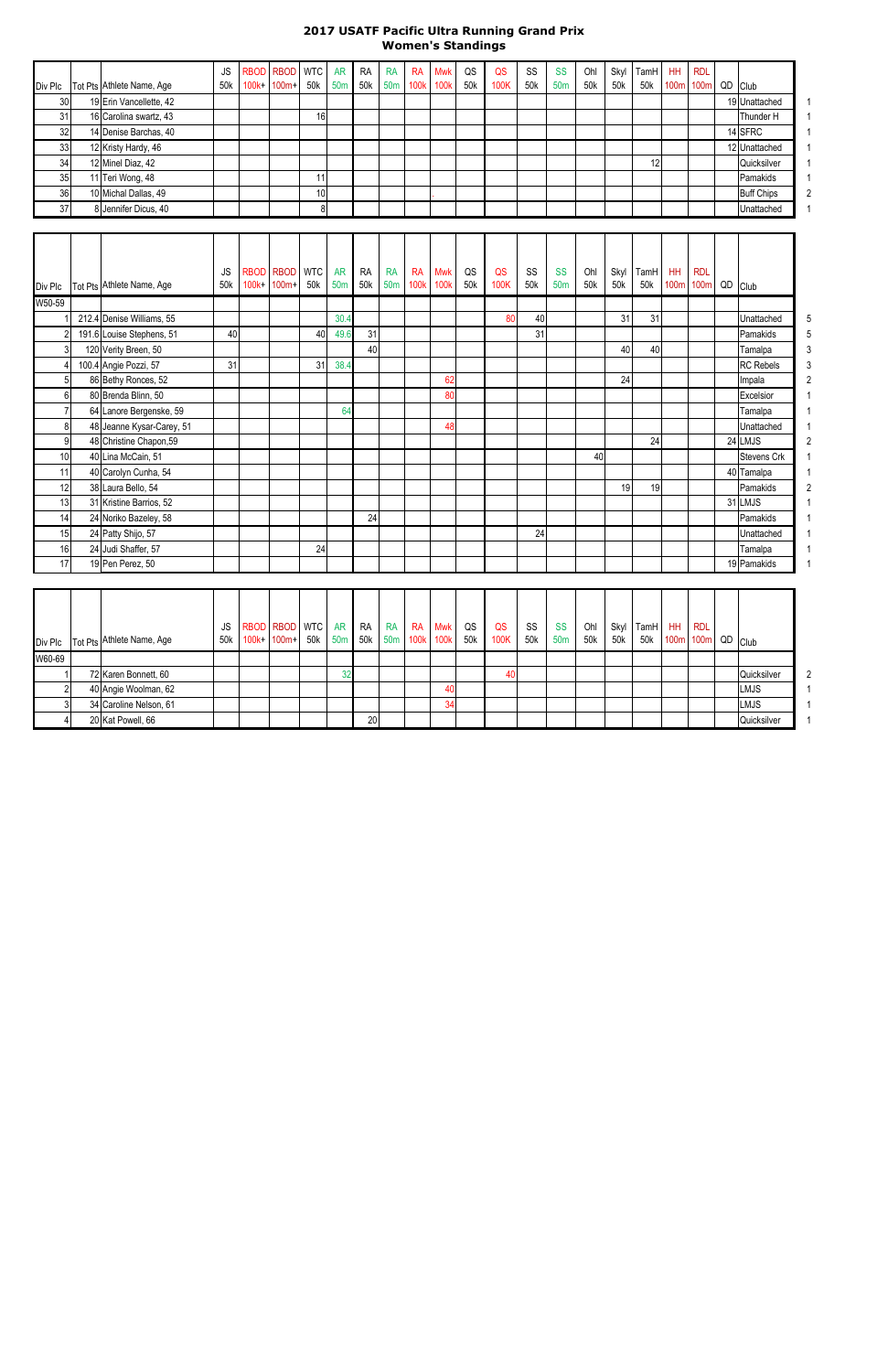# 2017 USATF Pacific Ultra Running Grand Prix
## Women's Standings

| Div Plc | Tot Pts | Athlete Name, Age | JS 50k | RBOD 100k+ | RBOD 100m+ | WTC 50k | AR 50m | RA 50k | RA 50m | RA 100k | Mwk 100k | QS 50k | QS 100K | SS 50k | SS 50m | Ohl 50k | Skyl 50k | TamH 50k | HH 100m | RDL 100m | QD | Club | |
|---|---|---|---|---|---|---|---|---|---|---|---|---|---|---|---|---|---|---|---|---|---|---|---|
| 30 | 19 | Erin Vancellette, 42 | | | | | | | | | | | | | | | | | | | 19 | Unattached | 1 |
| 31 | 16 | Carolina swartz, 43 | | | | 16 | | | | | | | | | | | | | | | | Thunder H | 1 |
| 32 | 14 | Denise Barchas, 40 | | | | | | | | | | | | | | | | | | | 14 | SFRC | 1 |
| 33 | 12 | Kristy Hardy, 46 | | | | | | | | | | | | | | | | | | | 12 | Unattached | 1 |
| 34 | 12 | Minel Diaz, 42 | | | | | | | | | | | | | | | | 12 | | | | Quicksilver | 1 |
| 35 | 11 | Teri Wong, 48 | | | | 11 | | | | | | | | | | | | | | | | Pamakids | 1 |
| 36 | 10 | Michal Dallas, 49 | | | | 10 | | | | | | | | | | | | | | | | Buff Chips | 2 |
| 37 | 8 | Jennifer Dicus, 40 | | | | 8 | | | | | | | | | | | | | | | | Unattached | 1 |

| Div Plc | Tot Pts | Athlete Name, Age | JS 50k | RBOD 100k+ | RBOD 100m+ | WTC 50k | AR 50m | RA 50k | RA 50m | RA 100k | Mwk 100k | QS 50k | QS 100K | SS 50k | SS 50m | Ohl 50k | Skyl 50k | TamH 50k | HH 100m | RDL 100m | QD | Club | |
|---|---|---|---|---|---|---|---|---|---|---|---|---|---|---|---|---|---|---|---|---|---|---|---|
| W50-59 | | | | | | | | | | | | | | | | | | | | | | | |
| 1 | 212.4 | Denise Williams, 55 | | | | | 30.4 | | | | | | 80 | 40 | | | 31 | 31 | | | | Unattached | 5 |
| 2 | 191.6 | Louise Stephens, 51 | 40 | | | 40 | 49.6 | 31 | | | | | | 31 | | | | | | | | Pamakids | 5 |
| 3 | 120 | Verity Breen, 50 | | | | | | 40 | | | | | | | | | 40 | 40 | | | | Tamalpa | 3 |
| 4 | 100.4 | Angie Pozzi, 57 | 31 | | | 31 | 38.4 | | | | | | | | | | | | | | | RC Rebels | 3 |
| 5 | 86 | Bethy Ronces, 52 | | | | | | | | | 62 | | | | | | 24 | | | | | Impala | 2 |
| 6 | 80 | Brenda Blinn, 50 | | | | | | | | | 80 | | | | | | | | | | | Excelsior | 1 |
| 7 | 64 | Lanore Bergenske, 59 | | | | | 64 | | | | | | | | | | | | | | | Tamalpa | 1 |
| 8 | 48 | Jeanne Kysar-Carey, 51 | | | | | | | | | 48 | | | | | | | | | | | Unattached | 1 |
| 9 | 48 | Christine Chapon,59 | | | | | | | | | | | | | | | | 24 | | | 24 | LMJS | 2 |
| 10 | 40 | Lina McCain, 51 | | | | | | | | | | | | | | 40 | | | | | | Stevens Crk | 1 |
| 11 | 40 | Carolyn Cunha, 54 | | | | | | | | | | | | | | | | | | | 40 | Tamalpa | 1 |
| 12 | 38 | Laura Bello, 54 | | | | | | | | | | | | | | | 19 | 19 | | | | Pamakids | 2 |
| 13 | 31 | Kristine Barrios, 52 | | | | | | | | | | | | | | | | | | | 31 | LMJS | 1 |
| 14 | 24 | Noriko Bazeley, 58 | | | | | | 24 | | | | | | | | | | | | | | Pamakids | 1 |
| 15 | 24 | Patty Shijo, 57 | | | | | | | | | | | | 24 | | | | | | | | Unattached | 1 |
| 16 | 24 | Judi Shaffer, 57 | | | | 24 | | | | | | | | | | | | | | | | Tamalpa | 1 |
| 17 | 19 | Pen Perez, 50 | | | | | | | | | | | | | | | | | | | 19 | Pamakids | 1 |

| Div Plc | Tot Pts | Athlete Name, Age | JS 50k | RBOD 100k+ | RBOD 100m+ | WTC 50k | AR 50m | RA 50k | RA 50m | RA 100k | Mwk 100k | QS 50k | QS 100K | SS 50k | SS 50m | Ohl 50k | Skyl 50k | TamH 50k | HH 100m | RDL 100m | QD | Club | |
|---|---|---|---|---|---|---|---|---|---|---|---|---|---|---|---|---|---|---|---|---|---|---|---|
| W60-69 | | | | | | | | | | | | | | | | | | | | | | | |
| 1 | 72 | Karen Bonnett, 60 | | | | | 32 | | | | | | 40 | | | | | | | | | Quicksilver | 2 |
| 2 | 40 | Angie Woolman, 62 | | | | | | | | | 40 | | | | | | | | | | | LMJS | 1 |
| 3 | 34 | Caroline Nelson, 61 | | | | | | | | | 34 | | | | | | | | | | | LMJS | 1 |
| 4 | 20 | Kat Powell, 66 | | | | | | 20 | | | | | | | | | | | | | | Quicksilver | 1 |